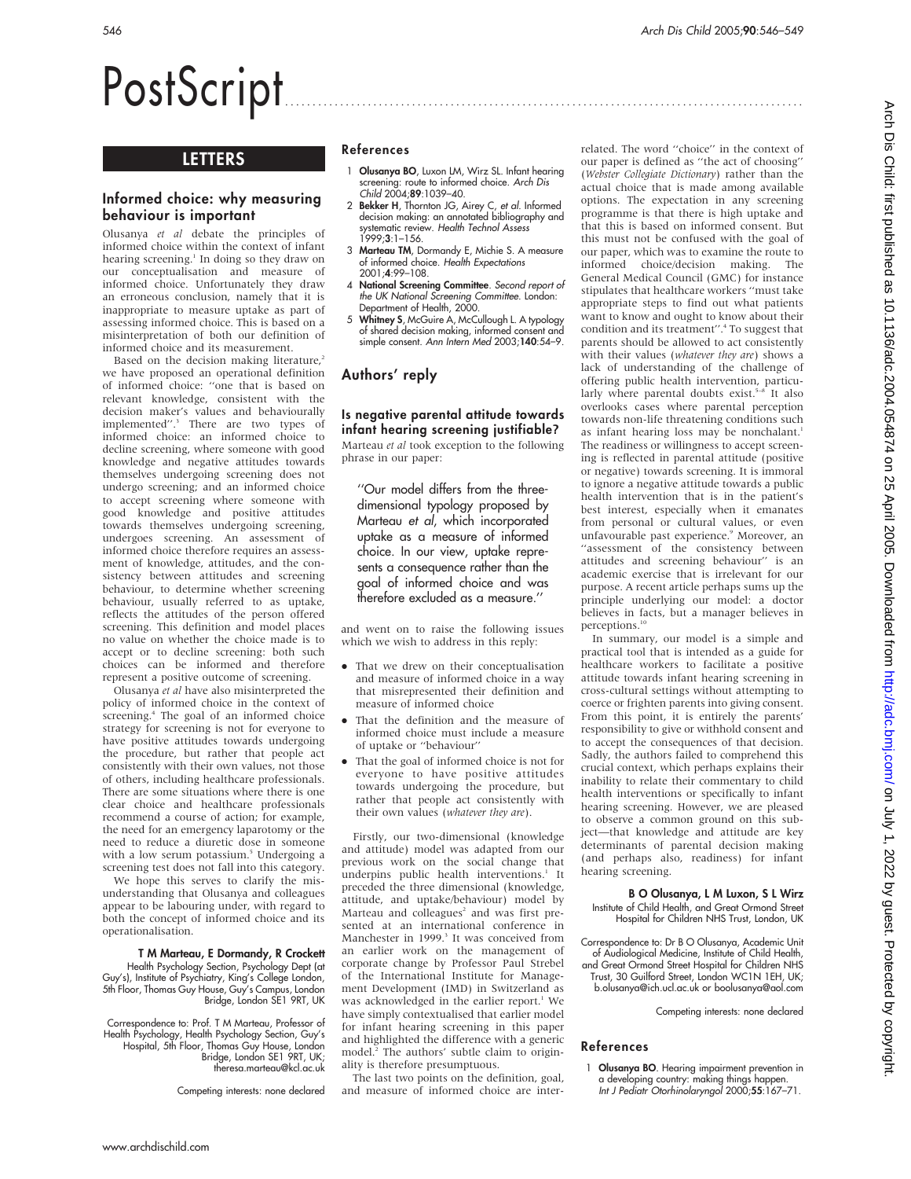# PostScript

## LETTERS

### Informed choice: why measuring behaviour is important

Olusanya *et al* debate the principles of informed choice within the context of infant hearing screening.[1] In doing so they draw on our conceptualisation and measure of informed choice. Unfortunately they draw an erroneous conclusion, namely that it is inappropriate to measure uptake as part of assessing informed choice. This is based on a misinterpretation of both our definition of informed choice and its measurement.

Based on the decision making literature,[2] we have proposed an operational definition of informed choice: "one that is based on relevant knowledge, consistent with the decision maker's values and behaviourally implemented".[3] There are two types of informed choice: an informed choice to decline screening, where someone with good knowledge and negative attitudes towards themselves undergoing screening does not undergo screening; and an informed choice to accept screening where someone with good knowledge and positive attitudes towards themselves undergoing screening, undergoes screening. An assessment of informed choice therefore requires an assessment of knowledge, attitudes, and the consistency between attitudes and screening behaviour, to determine whether screening behaviour, usually referred to as uptake, reflects the attitudes of the person offered screening. This definition and model places no value on whether the choice made is to accept or to decline screening: both such choices can be informed and therefore represent a positive outcome of screening.

Olusanya *et al* have also misinterpreted the policy of informed choice in the context of screening.[4] The goal of an informed choice strategy for screening is not for everyone to have positive attitudes towards undergoing the procedure, but rather that people act consistently with their own values, not those of others, including healthcare professionals. There are some situations where there is one clear choice and healthcare professionals recommend a course of action; for example, the need for an emergency laparotomy or the need to reduce a diuretic dose in someone with a low serum potassium.[5] Undergoing a screening test does not fall into this category.

We hope this serves to clarify the misunderstanding that Olusanya and colleagues appear to be labouring under, with regard to both the concept of informed choice and its operationalisation.

**T M Marteau, E Dormandy, R Crockett**
Health Psychology Section, Psychology Dept (at Guy's), Institute of Psychiatry, King's College London, 5th Floor, Thomas Guy House, Guy's Campus, London Bridge, London SE1 9RT, UK

Correspondence to: Prof. T M Marteau, Professor of Health Psychology, Health Psychology Section, Guy's Hospital, 5th Floor, Thomas Guy House, London Bridge, London SE1 9RT, UK; theresa.marteau@kcl.ac.uk

Competing interests: none declared

#### References

1. **Olusanya BO**, Luxon LM, Wirz SL. Infant hearing screening: route to informed choice. *Arch Dis Child* 2004;**89**:1039–40.
2. **Bekker H**, Thornton JG, Airey C, *et al*. Informed decision making: an annotated bibliography and systematic review. *Health Technol Assess* 1999;**3**:1–156.
3. **Marteau TM**, Dormandy E, Michie S. A measure of informed choice. *Health Expectations* 2001;**4**:99–108.
4. **National Screening Committee**. *Second report of the UK National Screening Committee*. London: Department of Health, 2000.
5. **Whitney S**, McGuire A, McCullough L. A typology of shared decision making, informed consent and simple consent. *Ann Intern Med* 2003;**140**:54–9.

## Authors' reply

### Is negative parental attitude towards infant hearing screening justifiable?

Marteau *et al* took exception to the following phrase in our paper:

> "Our model differs from the three-dimensional typology proposed by Marteau *et al*, which incorporated uptake as a measure of informed choice. In our view, uptake represents a consequence rather than the goal of informed choice and was therefore excluded as a measure."

and went on to raise the following issues which we wish to address in this reply:

- That we drew on their conceptualisation and measure of informed choice in a way that misrepresented their definition and measure of informed choice
- That the definition and the measure of informed choice must include a measure of uptake or "behaviour"
- That the goal of informed choice is not for everyone to have positive attitudes towards undergoing the procedure, but rather that people act consistently with their own values (*whatever they are*).

Firstly, our two-dimensional (knowledge and attitude) model was adapted from our previous work on the social change that underpins public health interventions.[1] It preceded the three dimensional (knowledge, attitude, and uptake/behaviour) model by Marteau and colleagues[2] and was first presented at an international conference in Manchester in 1999.[3] It was conceived from an earlier work on the management of corporate change by Professor Paul Strebel of the International Institute for Management Development (IMD) in Switzerland as was acknowledged in the earlier report.[1] We have simply contextualised that earlier model for infant hearing screening in this paper and highlighted the difference with a generic model.[2] The authors' subtle claim to originality is therefore presumptuous.

The last two points on the definition, goal, and measure of informed choice are inter-related. The word "choice" in the context of our paper is defined as "the act of choosing" (*Webster Collegiate Dictionary*) rather than the actual choice that is made among available options. The expectation in any screening programme is that there is high uptake and that this is based on informed consent. But this must not be confused with the goal of our paper, which was to examine the route to informed choice/decision making. The General Medical Council (GMC) for instance stipulates that healthcare workers "must take appropriate steps to find out what patients want to know and ought to know about their condition and its treatment".[4] To suggest that parents should be allowed to act consistently with their values (*whatever they are*) shows a lack of understanding of the challenge of offering public health intervention, particularly where parental doubts exist.[5–8] It also overlooks cases where parental perception towards non-life threatening conditions such as infant hearing loss may be nonchalant.[1] The readiness or willingness to accept screening is reflected in parental attitude (positive or negative) towards screening. It is immoral to ignore a negative attitude towards a public health intervention that is in the patient's best interest, especially when it emanates from personal or cultural values, or even unfavourable past experience.[9] Moreover, an "assessment of the consistency between attitudes and screening behaviour" is an academic exercise that is irrelevant for our purpose. A recent article perhaps sums up the principle underlying our model: a doctor believes in facts, but a manager believes in perceptions.[10]

In summary, our model is a simple and practical tool that is intended as a guide for healthcare workers to facilitate a positive attitude towards infant hearing screening in cross-cultural settings without attempting to coerce or frighten parents into giving consent. From this point, it is entirely the parents' responsibility to give or withhold consent and to accept the consequences of that decision. Sadly, the authors failed to comprehend this crucial context, which perhaps explains their inability to relate their commentary to child health interventions or specifically to infant hearing screening. However, we are pleased to observe a common ground on this subject—that knowledge and attitude are key determinants of parental decision making (and perhaps also, readiness) for infant hearing screening.

**B O Olusanya, L M Luxon, S L Wirz**
Institute of Child Health, and Great Ormond Street Hospital for Children NHS Trust, London, UK

Correspondence to: Dr B O Olusanya, Academic Unit of Audiological Medicine, Institute of Child Health, and Great Ormond Street Hospital for Children NHS Trust, 30 Guilford Street, London WC1N 1EH, UK; b.olusanya@ich.ucl.ac.uk or boolusanya@aol.com

Competing interests: none declared

#### References

1. **Olusanya BO**. Hearing impairment prevention in a developing country: making things happen. *Int J Pediatr Otorhinolaryngol* 2000;**55**:167–71.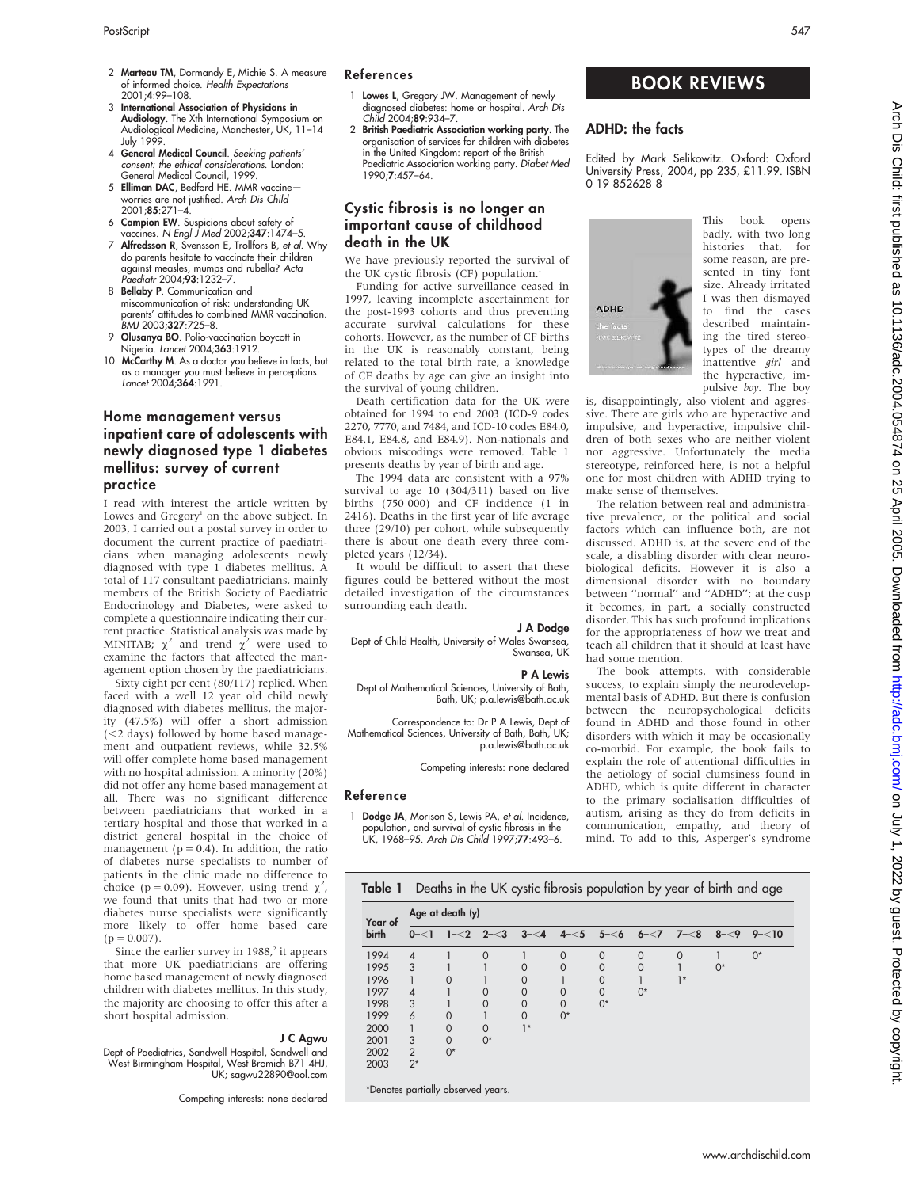2 **Marteau TM**, Dormandy E, Michie S. A measure of informed choice. *Health Expectations* 2001;**4**:99–108.

3 **International Association of Physicians in Audiology**. The Xth International Symposium on Audiological Medicine, Manchester, UK, 11–14 July 1999.

4 **General Medical Council**. *Seeking patients' consent: the ethical considerations*. London: General Medical Council, 1999.

5 **Elliman DAC**, Bedford HE. MMR vaccine—worries are not justified. *Arch Dis Child* 2001;**85**:271–4.

6 **Campion EW**. Suspicions about safety of vaccines. *N Engl J Med* 2002;**347**:1474–5.

7 **Alfredsson R**, Svensson E, Trollfors B, *et al*. Why do parents hesitate to vaccinate their children against measles, mumps and rubella? *Acta Paediatr* 2004;**93**:1232–7.

8 **Bellaby P**. Communication and miscommunication of risk: understanding UK parents' attitudes to combined MMR vaccination. *BMJ* 2003;**327**:725–8.

9 **Olusanya BO**. Polio-vaccination boycott in Nigeria. *Lancet* 2004;**363**:1912.

10 **McCarthy M**. As a doctor you believe in facts, but as a manager you must believe in perceptions. *Lancet* 2004;**364**:1991.

## Home management versus inpatient care of adolescents with newly diagnosed type 1 diabetes mellitus: survey of current practice

I read with interest the article written by Lowes and Gregory[1] on the above subject. In 2003, I carried out a postal survey in order to document the current practice of paediatricians when managing adolescents newly diagnosed with type 1 diabetes mellitus. A total of 117 consultant paediatricians, mainly members of the British Society of Paediatric Endocrinology and Diabetes, were asked to complete a questionnaire indicating their current practice. Statistical analysis was made by MINITAB; $\chi^2$ and trend $\chi^2$ were used to examine the factors that affected the management option chosen by the paediatricians.

Sixty eight per cent (80/117) replied. When faced with a well 12 year old child newly diagnosed with diabetes mellitus, the majority (47.5%) will offer a short admission (<2 days) followed by home based management and outpatient reviews, while 32.5% will offer complete home based management with no hospital admission. A minority (20%) did not offer any home based management at all. There was no significant difference between paediatricians that worked in a tertiary hospital and those that worked in a district general hospital in the choice of management ($p = 0.4$). In addition, the ratio of diabetes nurse specialists to number of patients in the clinic made no difference to choice ($p = 0.09$). However, using trend $\chi^2$, we found that units that had two or more diabetes nurse specialists were significantly more likely to offer home based care ($p = 0.007$).

Since the earlier survey in 1988,[2] it appears that more UK paediatricians are offering home based management of newly diagnosed children with diabetes mellitus. In this study, the majority are choosing to offer this after a short hospital admission.

**J C Agwu**

Dept of Paediatrics, Sandwell Hospital, Sandwell and West Birmingham Hospital, West Bromich B71 4HJ, UK; sagwu22890@aol.com

Competing interests: none declared

### References

1 **Lowes L**, Gregory JW. Management of newly diagnosed diabetes: home or hospital. *Arch Dis Child* 2004;**89**:934–7.

2 **British Paediatric Association working party**. The organisation of services for children with diabetes in the United Kingdom: report of the British Paediatric Association working party. *Diabet Med* 1990;**7**:457–64.

## Cystic fibrosis is no longer an important cause of childhood death in the UK

We have previously reported the survival of the UK cystic fibrosis (CF) population.[1]

Funding for active surveillance ceased in 1997, leaving incomplete ascertainment for the post-1993 cohorts and thus preventing accurate survival calculations for these cohorts. However, as the number of CF births in the UK is reasonably constant, being related to the total birth rate, a knowledge of CF deaths by age can give an insight into the survival of young children.

Death certification data for the UK were obtained for 1994 to end 2003 (ICD-9 codes 2270, 7770, and 7484, and ICD-10 codes E84.0, E84.1, E84.8, and E84.9). Non-nationals and obvious miscodings were removed. Table 1 presents deaths by year of birth and age.

The 1994 data are consistent with a 97% survival to age 10 (304/311) based on live births (750 000) and CF incidence (1 in 2416). Deaths in the first year of life average three (29/10) per cohort, while subsequently there is about one death every three completed years (12/34).

It would be difficult to assert that these figures could be bettered without the most detailed investigation of the circumstances surrounding each death.

**J A Dodge**

Dept of Child Health, University of Wales Swansea, Swansea, UK

**P A Lewis**

Dept of Mathematical Sciences, University of Bath, Bath, UK; p.a.lewis@bath.ac.uk

Correspondence to: Dr P A Lewis, Dept of Mathematical Sciences, University of Bath, Bath, UK; p.a.lewis@bath.ac.uk

Competing interests: none declared

### Reference

1 **Dodge JA**, Morison S, Lewis PA, *et al*. Incidence, population, and survival of cystic fibrosis in the UK, 1968–95. *Arch Dis Child* 1997;**77**:493–6.

**Table 1** Deaths in the UK cystic fibrosis population by year of birth and age

| Year of birth | Age at death (y) | | | | | | | | | |
|---|---|---|---|---|---|---|---|---|---|---|
| | 0–<1 | 1–<2 | 2–<3 | 3–<4 | 4–<5 | 5–<6 | 6–<7 | 7–<8 | 8–<9 | 9–<10 |
| 1994 | 4 | 1 | 0 | 1 | 0 | 0 | 0 | 0 | 1 | 0* |
| 1995 | 3 | 1 | 1 | 0 | 0 | 0 | 0 | 1 | 0* | |
| 1996 | 1 | 0 | 1 | 0 | 1 | 0 | 1 | 1* | | |
| 1997 | 4 | 1 | 0 | 0 | 0 | 0 | 0* | | | |
| 1998 | 3 | 1 | 0 | 0 | 0 | 0* | | | | |
| 1999 | 6 | 0 | 1 | 0 | 0* | | | | | |
| 2000 | 1 | 0 | 0 | 1* | | | | | | |
| 2001 | 3 | 0 | 0* | | | | | | | |
| 2002 | 2 | 0* | | | | | | | | |
| 2003 | 2* | | | | | | | | | |

*Denotes partially observed years.

# BOOK REVIEWS

## ADHD: the facts

Edited by Mark Selikowitz. Oxford: Oxford University Press, 2004, pp 235, £11.99. ISBN 0 19 852628 8

This book opens badly, with two long histories that, for some reason, are presented in tiny font size. Already irritated I was then dismayed to find the cases described maintaining the tired stereotypes of the dreamy inattentive *girl* and the hyperactive, impulsive *boy*. The boy is, disappointingly, also violent and aggressive. There are girls who are hyperactive and impulsive, and hyperactive, impulsive children of both sexes who are neither violent nor aggressive. Unfortunately the media stereotype, reinforced here, is not a helpful one for most children with ADHD trying to make sense of themselves.

The relation between real and administrative prevalence, or the political and social factors which can influence both, are not discussed. ADHD is, at the severe end of the scale, a disabling disorder with clear neurobiological deficits. However it is also a dimensional disorder with no boundary between "normal" and "ADHD"; at the cusp it becomes, in part, a socially constructed disorder. This has such profound implications for the appropriateness of how we treat and teach all children that it should at least have had some mention.

The book attempts, with considerable success, to explain simply the neurodevelopmental basis of ADHD. But there is confusion between the neuropsychological deficits found in ADHD and those found in other disorders with which it may be occasionally co-morbid. For example, the book fails to explain the role of attentional difficulties in the aetiology of social clumsiness found in ADHD, which is quite different in character to the primary socialisation difficulties of autism, arising as they do from deficits in communication, empathy, and theory of mind. To add to this, Asperger's syndrome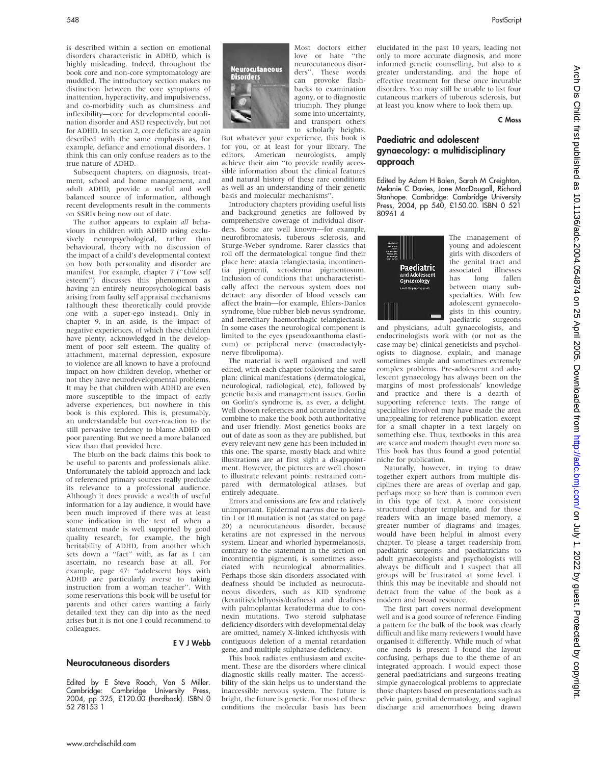is described within a section on emotional disorders characteristic in ADHD, which is highly misleading. Indeed, throughout the book core and non-core symptomatology are muddled. The introductory section makes no distinction between the core symptoms of inattention, hyperactivity, and impulsiveness, and co-morbidity such as clumsiness and inflexibility—core for developmental coordination disorder and ASD respectively, but not for ADHD. In section 2, core deficits are again described with the same emphasis as, for example, defiance and emotional disorders. I think this can only confuse readers as to the true nature of ADHD.

Subsequent chapters, on diagnosis, treatment, school and home management, and adult ADHD, provide a useful and well balanced source of information, although recent developments result in the comments on SSRIs being now out of date.

The author appears to explain *all* behaviours in children with ADHD using exclusively neuropsychological, rather than behavioural, theory with no discussion of the impact of a child's developmental context on how both personality and disorder are manifest. For example, chapter 7 ("Low self esteem") discusses this phenomenon as having an entirely neuropsychological basis arising from faulty self appraisal mechanisms (although these theoretically could provide one with a super-ego instead). Only in chapter 9, in an aside, is the impact of negative experiences, of which these children have plenty, acknowledged in the development of poor self esteem. The quality of attachment, maternal depression, exposure to violence are all known to have a profound impact on how children develop, whether or not they have neurodevelopmental problems. It may be that children with ADHD are even more susceptible to the impact of early adverse experiences, but nowhere in this book is this explored. This is, presumably, an understandable but over-reaction to the still pervasive tendency to blame ADHD on poor parenting. But we need a more balanced view than that provided here.

The blurb on the back claims this book to be useful to parents and professionals alike. Unfortunately the tabloid approach and lack of referenced primary sources really preclude its relevance to a professional audience. Although it does provide a wealth of useful information for a lay audience, it would have been much improved if there was at least some indication in the text of when a statement made is well supported by good quality research, for example, the high heritability of ADHD, from another which sets down a "fact" with, as far as I can ascertain, no research base at all. For example, page 47: "adolescent boys with ADHD are particularly averse to taking instruction from a woman teacher". With some reservations this book will be useful for parents and other carers wanting a fairly detailed text they can dip into as the need arises but it is not one I could recommend to colleagues.

**E V J Webb**

## Neurocutaneous disorders

Edited by E Steve Roach, Van S Miller. Cambridge: Cambridge University Press, 2004, pp 325, £120.00 (hardback). ISBN 0 52 78153 1

Most doctors either love or hate "the neurocutaneous disorders". These words can provoke flashbacks to examination agony, or to diagnostic triumph. They plunge some into uncertainty, and transport others to scholarly heights. But whatever your experience, this book is for you, or at least for your library. The editors, American neurologists, amply achieve their aim "to provide readily accessible information about the clinical features and natural history of these rare conditions as well as an understanding of their genetic basis and molecular mechanisms".

Introductory chapters providing useful lists and background genetics are followed by comprehensive coverage of individual disorders. Some are well known—for example, neurofibromatosis, tuberous sclerosis, and Sturge-Weber syndrome. Rarer classics that roll off the dermatological tongue find their place here: ataxia telangiectasia, incontinentia pigmenti, xeroderma pigmentosum. Inclusion of conditions that uncharacteristically affect the nervous system does not detract: any disorder of blood vessels can affect the brain—for example, Ehlers-Danlos syndrome, blue rubber bleb nevus syndrome, and hereditary haemorrhagic telangiectasia. In some cases the neurological component is limited to the eyes (pseudoxanthoma elasticum) or peripheral nerve (macrodactyly-nerve fibrolipoma).

The material is well organised and well edited, with each chapter following the same plan: clinical manifestations (dermatological, neurological, radiological, etc), followed by genetic basis and management issues. Gorlin on Gorlin's syndrome is, as ever, a delight. Well chosen references and accurate indexing combine to make the book both authoritative and user friendly. Most genetics books are out of date as soon as they are published, but every relevant new gene has been included in this one. The sparse, mostly black and white illustrations are at first sight a disappointment. However, the pictures are well chosen to illustrate relevant points: restrained compared with dermatological atlases, but entirely adequate.

Errors and omissions are few and relatively unimportant. Epidermal naevus due to keratin 1 or 10 mutation is not (as stated on page 20) a neurocutaneous disorder, because keratins are not expressed in the nervous system. Linear and whorled hypermelanosis, contrary to the statement in the section on incontinentia pigmenti, is sometimes associated with neurological abnormalities. Perhaps those skin disorders associated with deafness should be included as neurocutaneous disorders, such as KID syndrome (keratitis/ichthyosis/deafness) and deafness with palmoplantar keratoderma due to connexin mutations. Two steroid sulphatase deficiency disorders with developmental delay are omitted, namely X-linked ichthyosis with contiguous deletion of a mental retardation gene, and multiple sulphatase deficiency.

This book radiates enthusiasm and excitement. These are the disorders where clinical diagnostic skills really matter. The accessibility of the skin helps us to understand the inaccessible nervous system. The future is bright, the future is genetic. For most of these conditions the molecular basis has been elucidated in the past 10 years, leading not only to more accurate diagnosis, and more informed genetic counselling, but also to a greater understanding, and the hope of effective treatment for these once incurable disorders. You may still be unable to list four cutaneous markers of tuberous sclerosis, but at least you know where to look them up.

**C Moss**

## Paediatric and adolescent gynaecology: a multidisciplinary approach

Edited by Adam H Balen, Sarah M Creighton, Melanie C Davies, Jane MacDougall, Richard Stanhope. Cambridge: Cambridge University Press, 2004, pp 540, £150.00. ISBN 0 521 80961 4

The management of young and adolescent girls with disorders of the genital tract and associated illnesses has long fallen between many subspecialties. With few adolescent gynaecologists in this country, paediatric surgeons and physicians, adult gynaecologists, and endocrinologists work with (or not as the case may be) clinical geneticists and psychologists to diagnose, explain, and manage sometimes simple and sometimes extremely complex problems. Pre-adolescent and adolescent gynaecology has always been on the margins of most professionals' knowledge and practice and there is a dearth of supporting reference texts. The range of specialties involved may have made the area unappealing for reference publication except for a small chapter in a text largely on something else. Thus, textbooks in this area are scarce and modern thought even more so. This book has thus found a good potential niche for publication.

Naturally, however, in trying to draw together expert authors from multiple disciplines there are areas of overlap and gap, perhaps more so here than is common even in this type of text. A more consistent structured chapter template, and for those readers with an image based memory, a greater number of diagrams and images, would have been helpful in almost every chapter. To please a target readership from paediatric surgeons and paediatricians to adult gynaecologists and psychologists will always be difficult and I suspect that all groups will be frustrated at some level. I think this may be inevitable and should not detract from the value of the book as a modern and broad resource.

The first part covers normal development well and is a good source of reference. Finding a pattern for the bulk of the book was clearly difficult and like many reviewers I would have organised it differently. While much of what one needs is present I found the layout confusing, perhaps due to the theme of an integrated approach. I would expect those general paediatricians and surgeons treating simple gynaecological problems to appreciate those chapters based on presentations such as pelvic pain, genital dermatology, and vaginal discharge and amenorrhoea being drawn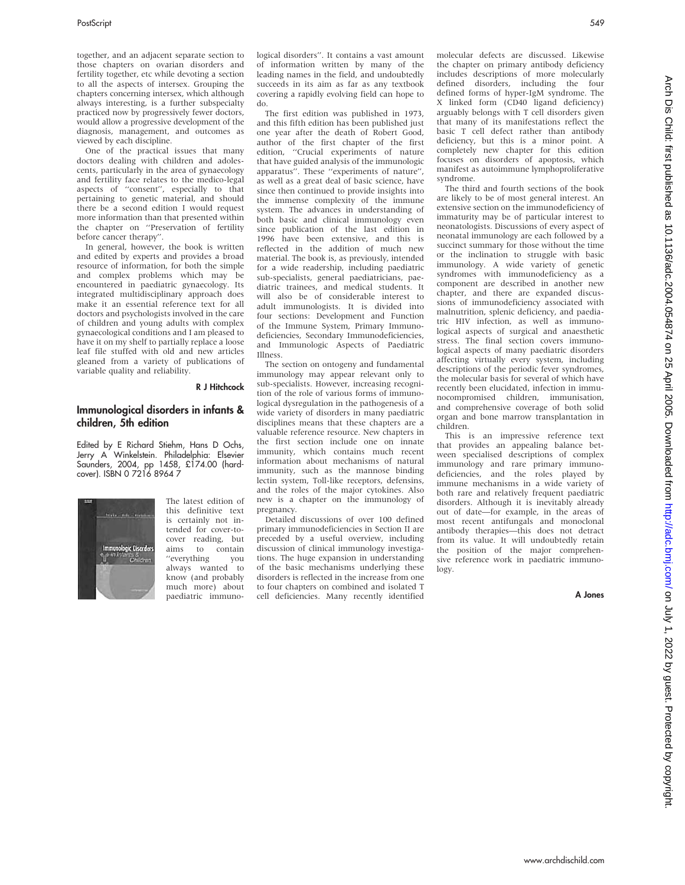together, and an adjacent separate section to those chapters on ovarian disorders and fertility together, etc while devoting a section to all the aspects of intersex. Grouping the chapters concerning intersex, which although always interesting, is a further subspecialty practiced now by progressively fewer doctors, would allow a progressive development of the diagnosis, management, and outcomes as viewed by each discipline.

One of the practical issues that many doctors dealing with children and adolescents, particularly in the area of gynaecology and fertility face relates to the medico-legal aspects of "consent", especially to that pertaining to genetic material, and should there be a second edition I would request more information than that presented within the chapter on "Preservation of fertility before cancer therapy".

In general, however, the book is written and edited by experts and provides a broad resource of information, for both the simple and complex problems which may be encountered in paediatric gynaecology. Its integrated multidisciplinary approach does make it an essential reference text for all doctors and psychologists involved in the care of children and young adults with complex gynaecological conditions and I am pleased to have it on my shelf to partially replace a loose leaf file stuffed with old and new articles gleaned from a variety of publications of variable quality and reliability.

**R J Hitchcock**

## Immunological disorders in infants & children, 5th edition

Edited by E Richard Stiehm, Hans D Ochs, Jerry A Winkelstein. Philadelphia: Elsevier Saunders, 2004, pp 1458, £174.00 (hardcover). ISBN 0 7216 8964 7

The latest edition of this definitive text is certainly not intended for cover-to-cover reading, but aims to contain "everything you always wanted to know (and probably much more) about paediatric immunological disorders". It contains a vast amount of information written by many of the leading names in the field, and undoubtedly succeeds in its aim as far as any textbook covering a rapidly evolving field can hope to do.

The first edition was published in 1973, and this fifth edition has been published just one year after the death of Robert Good, author of the first chapter of the first edition, "Crucial experiments of nature that have guided analysis of the immunologic apparatus". These "experiments of nature", as well as a great deal of basic science, have since then continued to provide insights into the immense complexity of the immune system. The advances in understanding of both basic and clinical immunology even since publication of the last edition in 1996 have been extensive, and this is reflected in the addition of much new material. The book is, as previously, intended for a wide readership, including paediatric sub-specialists, general paediatricians, paediatric trainees, and medical students. It will also be of considerable interest to adult immunologists. It is divided into four sections: Development and Function of the Immune System, Primary Immunodeficiencies, Secondary Immunodeficiencies, and Immunologic Aspects of Paediatric Illness.

The section on ontogeny and fundamental immunology may appear relevant only to sub-specialists. However, increasing recognition of the role of various forms of immunological dysregulation in the pathogenesis of a wide variety of disorders in many paediatric disciplines means that these chapters are a valuable reference resource. New chapters in the first section include one on innate immunity, which contains much recent information about mechanisms of natural immunity, such as the mannose binding lectin system, Toll-like receptors, defensins, and the roles of the major cytokines. Also new is a chapter on the immunology of pregnancy.

Detailed discussions of over 100 defined primary immunodeficiencies in Section II are preceded by a useful overview, including discussion of clinical immunology investigations. The huge expansion in understanding of the basic mechanisms underlying these disorders is reflected in the increase from one to four chapters on combined and isolated T cell deficiencies. Many recently identified molecular defects are discussed. Likewise the chapter on primary antibody deficiency includes descriptions of more molecularly defined disorders, including the four defined forms of hyper-IgM syndrome. The X linked form (CD40 ligand deficiency) arguably belongs with T cell disorders given that many of its manifestations reflect the basic T cell defect rather than antibody deficiency, but this is a minor point. A completely new chapter for this edition focuses on disorders of apoptosis, which manifest as autoimmune lymphoproliferative syndrome.

The third and fourth sections of the book are likely to be of most general interest. An extensive section on the immunodeficiency of immaturity may be of particular interest to neonatologists. Discussions of every aspect of neonatal immunology are each followed by a succinct summary for those without the time or the inclination to struggle with basic immunology. A wide variety of genetic syndromes with immunodeficiency as a component are described in another new chapter, and there are expanded discussions of immunodeficiency associated with malnutrition, splenic deficiency, and paediatric HIV infection, as well as immunological aspects of surgical and anaesthetic stress. The final section covers immunological aspects of many paediatric disorders affecting virtually every system, including descriptions of the periodic fever syndromes, the molecular basis for several of which have recently been elucidated, infection in immunocompromised children, immunisation, and comprehensive coverage of both solid organ and bone marrow transplantation in children.

This is an impressive reference text that provides an appealing balance between specialised descriptions of complex immunology and rare primary immunodeficiencies, and the roles played by immune mechanisms in a wide variety of both rare and relatively frequent paediatric disorders. Although it is inevitably already out of date—for example, in the areas of most recent antifungals and monoclonal antibody therapies—this does not detract from its value. It will undoubtedly retain the position of the major comprehensive reference work in paediatric immunology.

**A Jones**